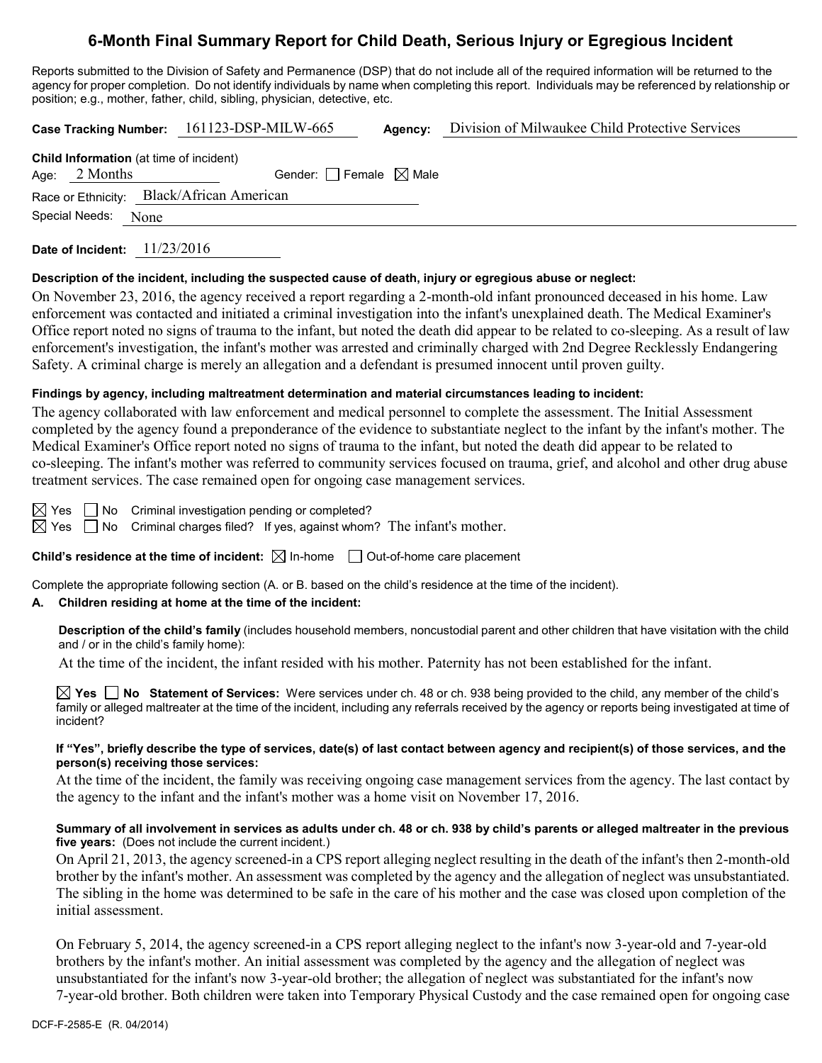# 6-Month Final Summary Report for Child Death, Serious Injury or Egregious Incident

Reports submitted to the Division of Safety and Permanence (DSP) that do not include all of the required information will be returned to the agency for proper completion. Do not identify individuals by name when completing this report. Individuals may be referenced by relationship or position; e.g., mother, father, child, sibling, physician, detective, etc.

**Case Tracking Number:** 161123-DSP-MILW-665 **Agency:** Division of Milwaukee Child Protective Services

**Child Information** (at time of incident)

Age: 2 Months Gender: ☐ Female ☒ Male

Race or Ethnicity: Black/African American

Special Needs: None

**Date of Incident:** 11/23/2016

**Description of the incident, including the suspected cause of death, injury or egregious abuse or neglect:**

On November 23, 2016, the agency received a report regarding a 2-month-old infant pronounced deceased in his home. Law enforcement was contacted and initiated a criminal investigation into the infant's unexplained death. The Medical Examiner's Office report noted no signs of trauma to the infant, but noted the death did appear to be related to co-sleeping. As a result of law enforcement's investigation, the infant's mother was arrested and criminally charged with 2nd Degree Recklessly Endangering Safety. A criminal charge is merely an allegation and a defendant is presumed innocent until proven guilty.

**Findings by agency, including maltreatment determination and material circumstances leading to incident:**

The agency collaborated with law enforcement and medical personnel to complete the assessment. The Initial Assessment completed by the agency found a preponderance of the evidence to substantiate neglect to the infant by the infant's mother. The Medical Examiner's Office report noted no signs of trauma to the infant, but noted the death did appear to be related to co-sleeping. The infant's mother was referred to community services focused on trauma, grief, and alcohol and other drug abuse treatment services. The case remained open for ongoing case management services.

☒ Yes ☐ No Criminal investigation pending or completed?

☒ Yes ☐ No Criminal charges filed? If yes, against whom? The infant's mother.

**Child's residence at the time of incident:** ☒ In-home ☐ Out-of-home care placement

Complete the appropriate following section (A. or B. based on the child's residence at the time of the incident).

**A. Children residing at home at the time of the incident:**

**Description of the child's family** (includes household members, noncustodial parent and other children that have visitation with the child and / or in the child's family home):

At the time of the incident, the infant resided with his mother. Paternity has not been established for the infant.

☒ **Yes** ☐ **No Statement of Services:** Were services under ch. 48 or ch. 938 being provided to the child, any member of the child's family or alleged maltreater at the time of the incident, including any referrals received by the agency or reports being investigated at time of incident?

**If "Yes", briefly describe the type of services, date(s) of last contact between agency and recipient(s) of those services, and the person(s) receiving those services:**

At the time of the incident, the family was receiving ongoing case management services from the agency. The last contact by the agency to the infant and the infant's mother was a home visit on November 17, 2016.

**Summary of all involvement in services as adults under ch. 48 or ch. 938 by child's parents or alleged maltreater in the previous five years:** (Does not include the current incident.)

On April 21, 2013, the agency screened-in a CPS report alleging neglect resulting in the death of the infant's then 2-month-old brother by the infant's mother. An assessment was completed by the agency and the allegation of neglect was unsubstantiated. The sibling in the home was determined to be safe in the care of his mother and the case was closed upon completion of the initial assessment.

On February 5, 2014, the agency screened-in a CPS report alleging neglect to the infant's now 3-year-old and 7-year-old brothers by the infant's mother. An initial assessment was completed by the agency and the allegation of neglect was unsubstantiated for the infant's now 3-year-old brother; the allegation of neglect was substantiated for the infant's now 7-year-old brother. Both children were taken into Temporary Physical Custody and the case remained open for ongoing case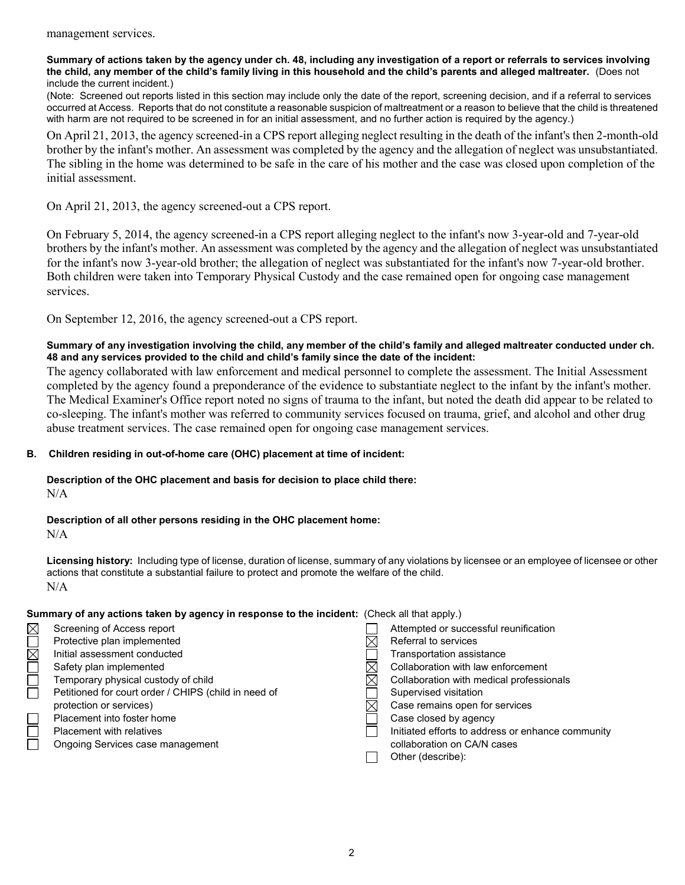management services.

**Summary of actions taken by the agency under ch. 48, including any investigation of a report or referrals to services involving the child, any member of the child's family living in this household and the child's parents and alleged maltreater.** (Does not include the current incident.)

(Note: Screened out reports listed in this section may include only the date of the report, screening decision, and if a referral to services occurred at Access. Reports that do not constitute a reasonable suspicion of maltreatment or a reason to believe that the child is threatened with harm are not required to be screened in for an initial assessment, and no further action is required by the agency.)

On April 21, 2013, the agency screened-in a CPS report alleging neglect resulting in the death of the infant's then 2-month-old brother by the infant's mother. An assessment was completed by the agency and the allegation of neglect was unsubstantiated. The sibling in the home was determined to be safe in the care of his mother and the case was closed upon completion of the initial assessment.

On April 21, 2013, the agency screened-out a CPS report.

On February 5, 2014, the agency screened-in a CPS report alleging neglect to the infant's now 3-year-old and 7-year-old brothers by the infant's mother. An assessment was completed by the agency and the allegation of neglect was unsubstantiated for the infant's now 3-year-old brother; the allegation of neglect was substantiated for the infant's now 7-year-old brother. Both children were taken into Temporary Physical Custody and the case remained open for ongoing case management services.

On September 12, 2016, the agency screened-out a CPS report.

**Summary of any investigation involving the child, any member of the child's family and alleged maltreater conducted under ch. 48 and any services provided to the child and child's family since the date of the incident:**

The agency collaborated with law enforcement and medical personnel to complete the assessment. The Initial Assessment completed by the agency found a preponderance of the evidence to substantiate neglect to the infant by the infant's mother. The Medical Examiner's Office report noted no signs of trauma to the infant, but noted the death did appear to be related to co-sleeping. The infant's mother was referred to community services focused on trauma, grief, and alcohol and other drug abuse treatment services. The case remained open for ongoing case management services.

**B. Children residing in out-of-home care (OHC) placement at time of incident:**

**Description of the OHC placement and basis for decision to place child there:**

N/A

**Description of all other persons residing in the OHC placement home:**

N/A

**Licensing history:** Including type of license, duration of license, summary of any violations by licensee or an employee of licensee or other actions that constitute a substantial failure to protect and promote the welfare of the child.

N/A

**Summary of any actions taken by agency in response to the incident:** (Check all that apply.)

- ☒ Screening of Access report
- ☐ Protective plan implemented
- ☒ Initial assessment conducted
- ☐ Safety plan implemented
- ☐ Temporary physical custody of child
- ☐ Petitioned for court order / CHIPS (child in need of protection or services)
- ☐ Placement into foster home
- ☐ Placement with relatives
- ☐ Ongoing Services case management
- ☐ Attempted or successful reunification
- ☒ Referral to services
- ☐ Transportation assistance
- ☒ Collaboration with law enforcement
- ☒ Collaboration with medical professionals
- ☐ Supervised visitation
- ☒ Case remains open for services
- ☐ Case closed by agency
- ☐ Initiated efforts to address or enhance community collaboration on CA/N cases
- ☐ Other (describe):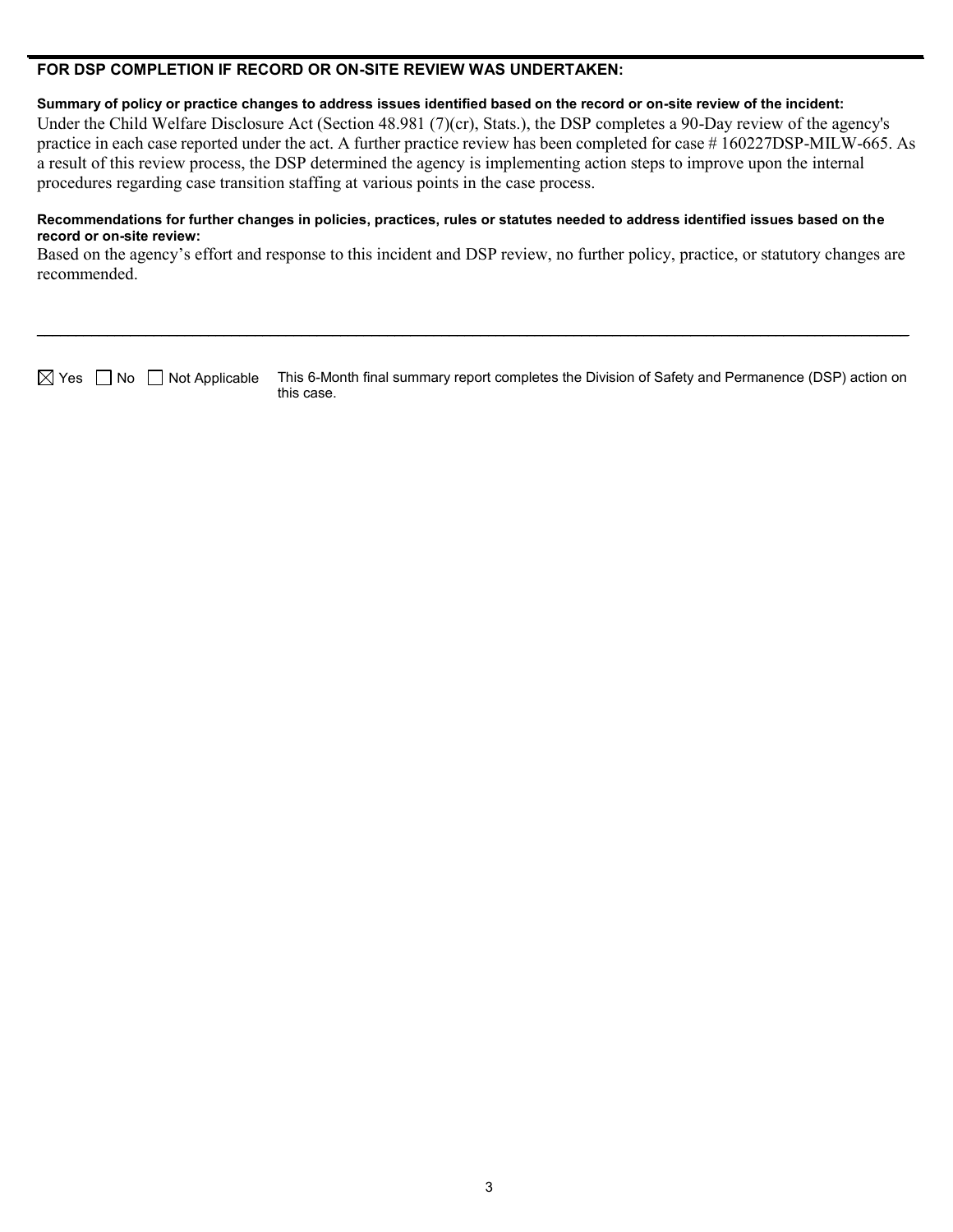**FOR DSP COMPLETION IF RECORD OR ON-SITE REVIEW WAS UNDERTAKEN:**

**Summary of policy or practice changes to address issues identified based on the record or on-site review of the incident:**

Under the Child Welfare Disclosure Act (Section 48.981 (7)(cr), Stats.), the DSP completes a 90-Day review of the agency's practice in each case reported under the act. A further practice review has been completed for case # 160227DSP-MILW-665. As a result of this review process, the DSP determined the agency is implementing action steps to improve upon the internal procedures regarding case transition staffing at various points in the case process.

**Recommendations for further changes in policies, practices, rules or statutes needed to address identified issues based on the record or on-site review:**

Based on the agency's effort and response to this incident and DSP review, no further policy, practice, or statutory changes are recommended.

---

☒ Yes ☐ No ☐ Not Applicable This 6-Month final summary report completes the Division of Safety and Permanence (DSP) action on this case.